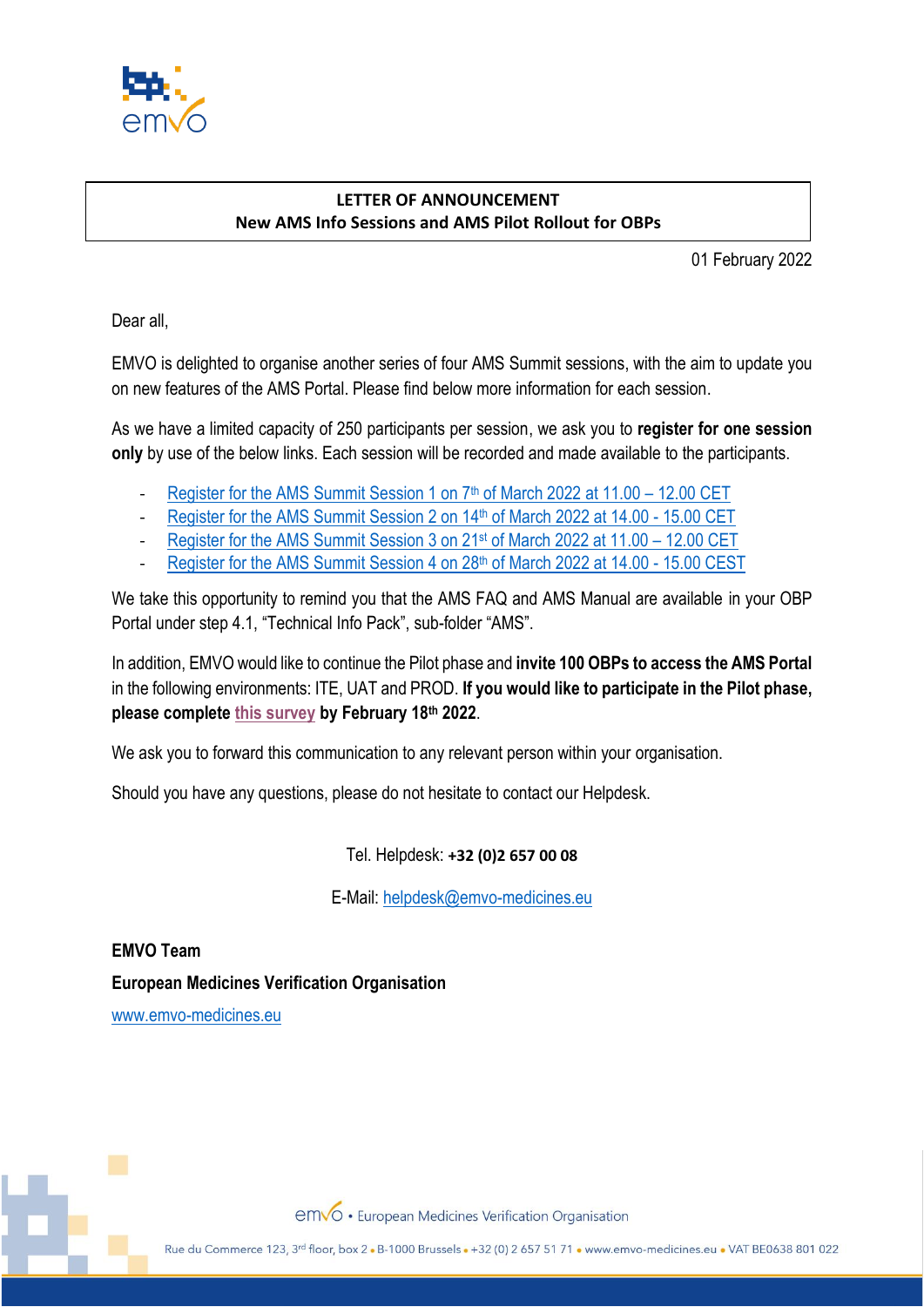**LETTER OF ANNOUNCEMENT**
**New AMS Info Sessions and AMS Pilot Rollout for OBPs**

01 February 2022

Dear all,

EMVO is delighted to organise another series of four AMS Summit sessions, with the aim to update you on new features of the AMS Portal. Please find below more information for each session.

As we have a limited capacity of 250 participants per session, we ask you to **register for one session only** by use of the below links. Each session will be recorded and made available to the participants.

- Register for the AMS Summit Session 1 on 7th of March 2022 at 11.00 – 12.00 CET
- Register for the AMS Summit Session 2 on 14th of March 2022 at 14.00 - 15.00 CET
- Register for the AMS Summit Session 3 on 21st of March 2022 at 11.00 – 12.00 CET
- Register for the AMS Summit Session 4 on 28th of March 2022 at 14.00 - 15.00 CEST

We take this opportunity to remind you that the AMS FAQ and AMS Manual are available in your OBP Portal under step 4.1, "Technical Info Pack", sub-folder "AMS".

In addition, EMVO would like to continue the Pilot phase and **invite 100 OBPs to access the AMS Portal** in the following environments: ITE, UAT and PROD. **If you would like to participate in the Pilot phase, please complete this survey by February 18th 2022**.

We ask you to forward this communication to any relevant person within your organisation.

Should you have any questions, please do not hesitate to contact our Helpdesk.

Tel. Helpdesk: **+32 (0)2 657 00 08**

E-Mail: helpdesk@emvo-medicines.eu

**EMVO Team**

**European Medicines Verification Organisation**

www.emvo-medicines.eu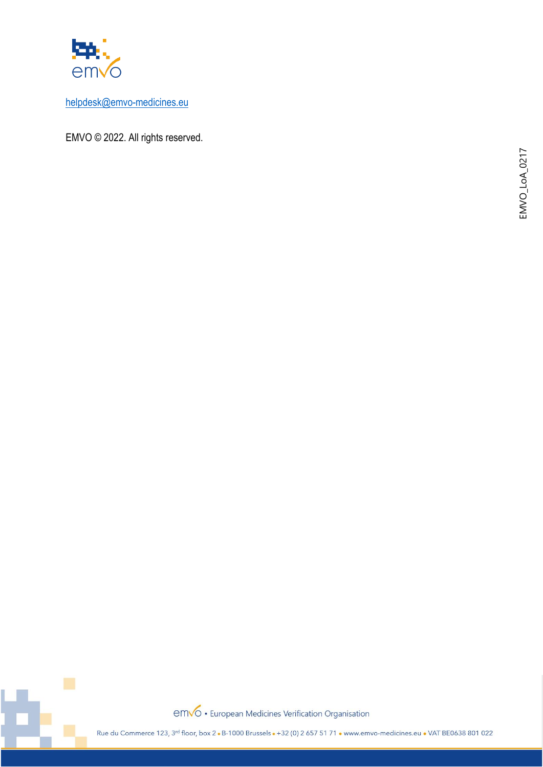helpdesk@emvo-medicines.eu

EMVO © 2022. All rights reserved.

EMVO_LoA_0217

emvo • European Medicines Verification Organisation

Rue du Commerce 123, 3rd floor, box 2 • B-1000 Brussels • +32 (0) 2 657 51 71 • www.emvo-medicines.eu • VAT BE0638 801 022